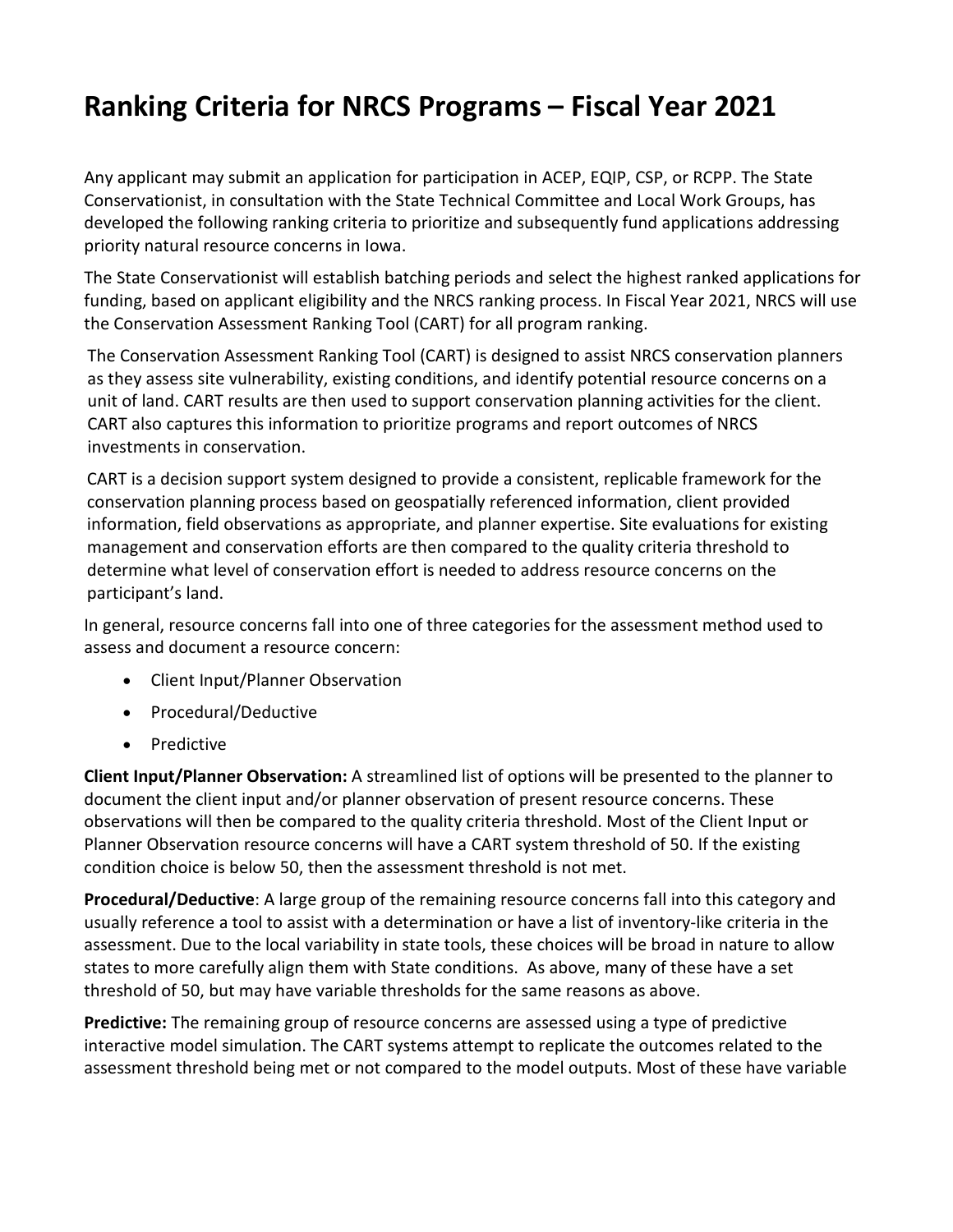# Ranking Criteria for NRCS Programs – Fiscal Year 2021

Any applicant may submit an application for participation in ACEP, EQIP, CSP, or RCPP. The State Conservationist, in consultation with the State Technical Committee and Local Work Groups, has developed the following ranking criteria to prioritize and subsequently fund applications addressing priority natural resource concerns in Iowa.

The State Conservationist will establish batching periods and select the highest ranked applications for funding, based on applicant eligibility and the NRCS ranking process. In Fiscal Year 2021, NRCS will use the Conservation Assessment Ranking Tool (CART) for all program ranking.

The Conservation Assessment Ranking Tool (CART) is designed to assist NRCS conservation planners as they assess site vulnerability, existing conditions, and identify potential resource concerns on a unit of land. CART results are then used to support conservation planning activities for the client. CART also captures this information to prioritize programs and report outcomes of NRCS investments in conservation.

CART is a decision support system designed to provide a consistent, replicable framework for the conservation planning process based on geospatially referenced information, client provided information, field observations as appropriate, and planner expertise. Site evaluations for existing management and conservation efforts are then compared to the quality criteria threshold to determine what level of conservation effort is needed to address resource concerns on the participant's land.

In general, resource concerns fall into one of three categories for the assessment method used to assess and document a resource concern:

- Client Input/Planner Observation
- Procedural/Deductive
- Predictive

**Client Input/Planner Observation:** A streamlined list of options will be presented to the planner to document the client input and/or planner observation of present resource concerns. These observations will then be compared to the quality criteria threshold. Most of the Client Input or Planner Observation resource concerns will have a CART system threshold of 50. If the existing condition choice is below 50, then the assessment threshold is not met.

**Procedural/Deductive**: A large group of the remaining resource concerns fall into this category and usually reference a tool to assist with a determination or have a list of inventory-like criteria in the assessment. Due to the local variability in state tools, these choices will be broad in nature to allow states to more carefully align them with State conditions. As above, many of these have a set threshold of 50, but may have variable thresholds for the same reasons as above.

**Predictive:** The remaining group of resource concerns are assessed using a type of predictive interactive model simulation. The CART systems attempt to replicate the outcomes related to the assessment threshold being met or not compared to the model outputs. Most of these have variable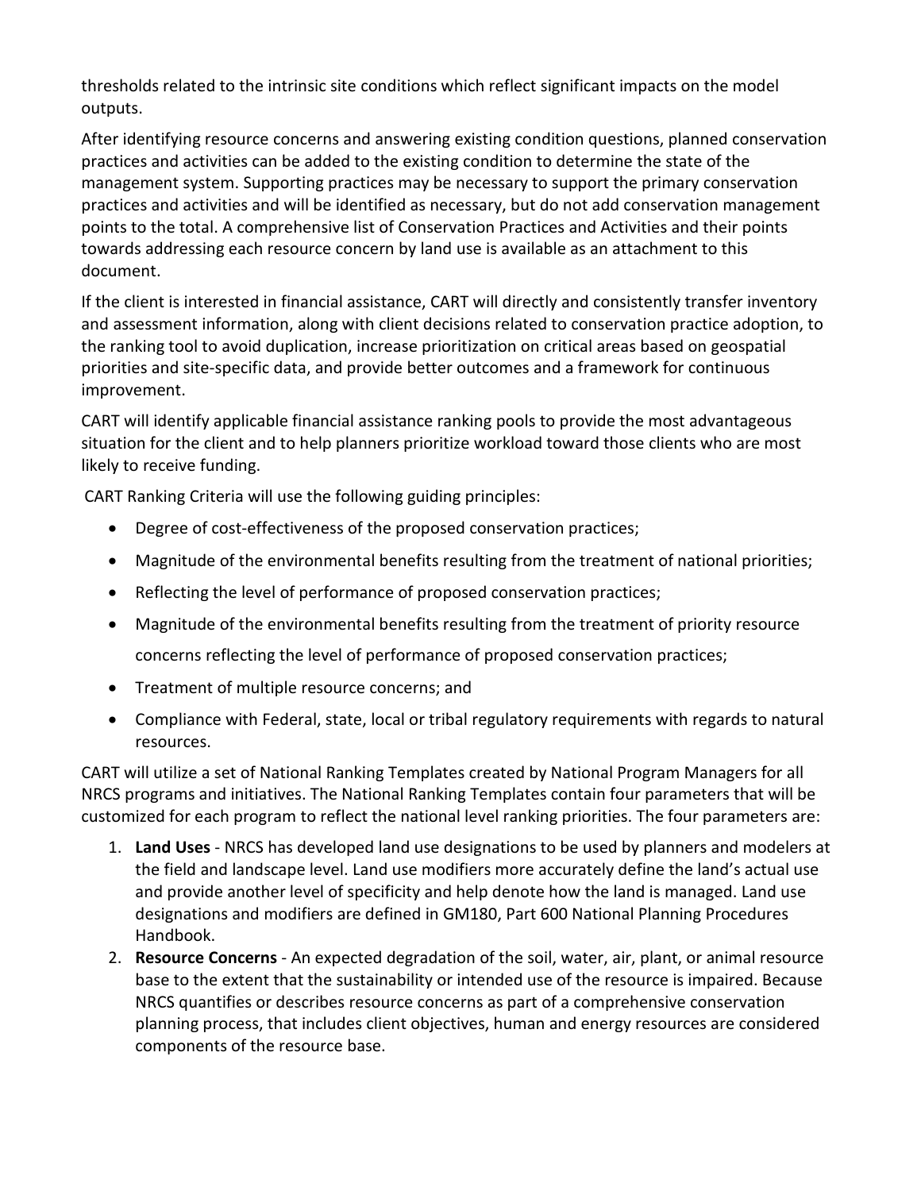thresholds related to the intrinsic site conditions which reflect significant impacts on the model outputs.

After identifying resource concerns and answering existing condition questions, planned conservation practices and activities can be added to the existing condition to determine the state of the management system. Supporting practices may be necessary to support the primary conservation practices and activities and will be identified as necessary, but do not add conservation management points to the total. A comprehensive list of Conservation Practices and Activities and their points towards addressing each resource concern by land use is available as an attachment to this document.

If the client is interested in financial assistance, CART will directly and consistently transfer inventory and assessment information, along with client decisions related to conservation practice adoption, to the ranking tool to avoid duplication, increase prioritization on critical areas based on geospatial priorities and site-specific data, and provide better outcomes and a framework for continuous improvement.

CART will identify applicable financial assistance ranking pools to provide the most advantageous situation for the client and to help planners prioritize workload toward those clients who are most likely to receive funding.

CART Ranking Criteria will use the following guiding principles:

- Degree of cost-effectiveness of the proposed conservation practices;
- Magnitude of the environmental benefits resulting from the treatment of national priorities;
- Reflecting the level of performance of proposed conservation practices;
- Magnitude of the environmental benefits resulting from the treatment of priority resource concerns reflecting the level of performance of proposed conservation practices;
- Treatment of multiple resource concerns; and
- Compliance with Federal, state, local or tribal regulatory requirements with regards to natural resources.

CART will utilize a set of National Ranking Templates created by National Program Managers for all NRCS programs and initiatives. The National Ranking Templates contain four parameters that will be customized for each program to reflect the national level ranking priorities. The four parameters are:

1. **Land Uses** - NRCS has developed land use designations to be used by planners and modelers at the field and landscape level. Land use modifiers more accurately define the land's actual use and provide another level of specificity and help denote how the land is managed. Land use designations and modifiers are defined in GM180, Part 600 National Planning Procedures Handbook.
2. **Resource Concerns** - An expected degradation of the soil, water, air, plant, or animal resource base to the extent that the sustainability or intended use of the resource is impaired. Because NRCS quantifies or describes resource concerns as part of a comprehensive conservation planning process, that includes client objectives, human and energy resources are considered components of the resource base.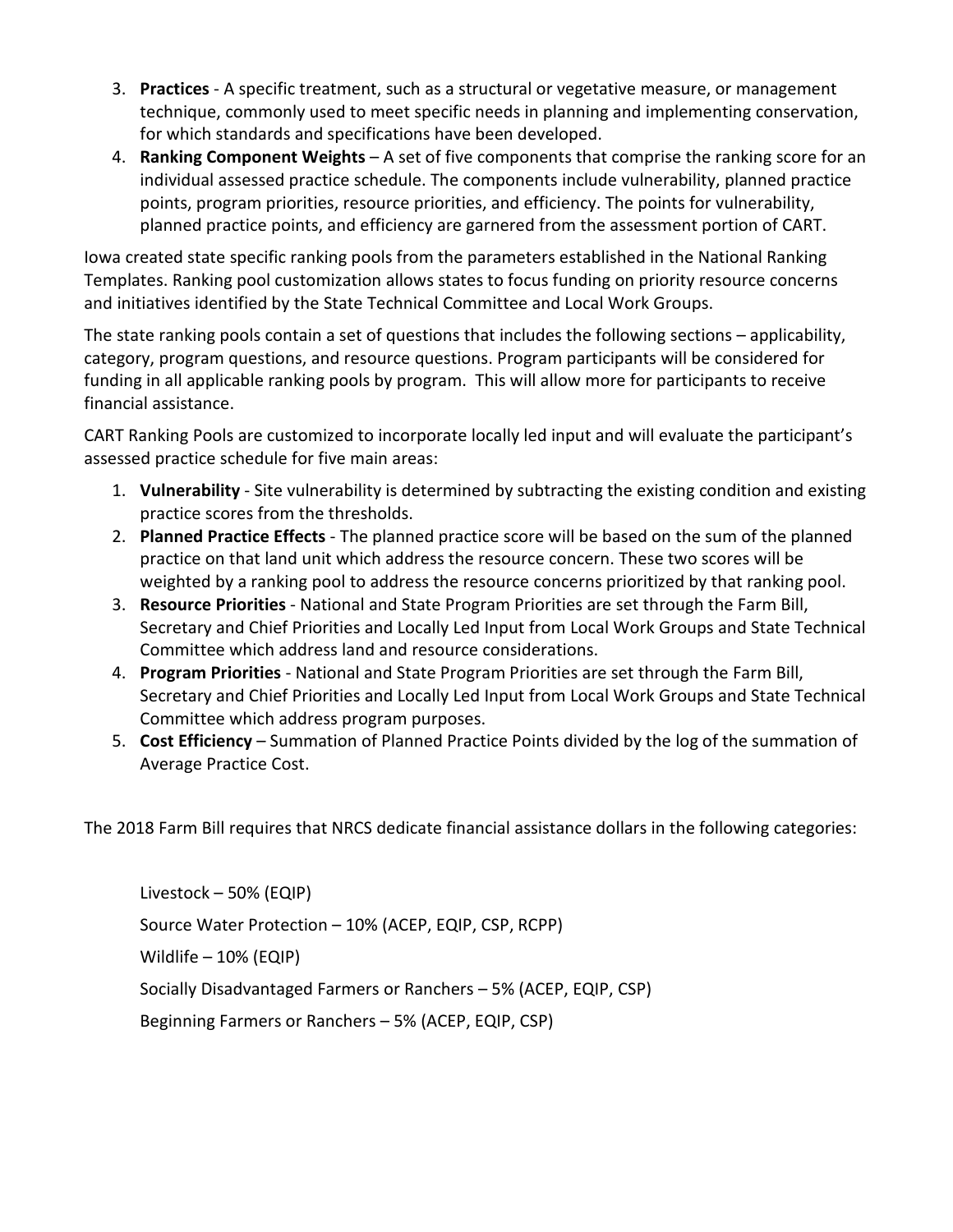3. **Practices** - A specific treatment, such as a structural or vegetative measure, or management technique, commonly used to meet specific needs in planning and implementing conservation, for which standards and specifications have been developed.
4. **Ranking Component Weights** – A set of five components that comprise the ranking score for an individual assessed practice schedule. The components include vulnerability, planned practice points, program priorities, resource priorities, and efficiency. The points for vulnerability, planned practice points, and efficiency are garnered from the assessment portion of CART.

Iowa created state specific ranking pools from the parameters established in the National Ranking Templates. Ranking pool customization allows states to focus funding on priority resource concerns and initiatives identified by the State Technical Committee and Local Work Groups.

The state ranking pools contain a set of questions that includes the following sections – applicability, category, program questions, and resource questions. Program participants will be considered for funding in all applicable ranking pools by program.  This will allow more for participants to receive financial assistance.

CART Ranking Pools are customized to incorporate locally led input and will evaluate the participant's assessed practice schedule for five main areas:

1. **Vulnerability** - Site vulnerability is determined by subtracting the existing condition and existing practice scores from the thresholds.
2. **Planned Practice Effects** - The planned practice score will be based on the sum of the planned practice on that land unit which address the resource concern. These two scores will be weighted by a ranking pool to address the resource concerns prioritized by that ranking pool.
3. **Resource Priorities** - National and State Program Priorities are set through the Farm Bill, Secretary and Chief Priorities and Locally Led Input from Local Work Groups and State Technical Committee which address land and resource considerations.
4. **Program Priorities** - National and State Program Priorities are set through the Farm Bill, Secretary and Chief Priorities and Locally Led Input from Local Work Groups and State Technical Committee which address program purposes.
5. **Cost Efficiency** – Summation of Planned Practice Points divided by the log of the summation of Average Practice Cost.

The 2018 Farm Bill requires that NRCS dedicate financial assistance dollars in the following categories:

Livestock – 50% (EQIP)

Source Water Protection – 10% (ACEP, EQIP, CSP, RCPP)

Wildlife – 10% (EQIP)

Socially Disadvantaged Farmers or Ranchers – 5% (ACEP, EQIP, CSP)

Beginning Farmers or Ranchers – 5% (ACEP, EQIP, CSP)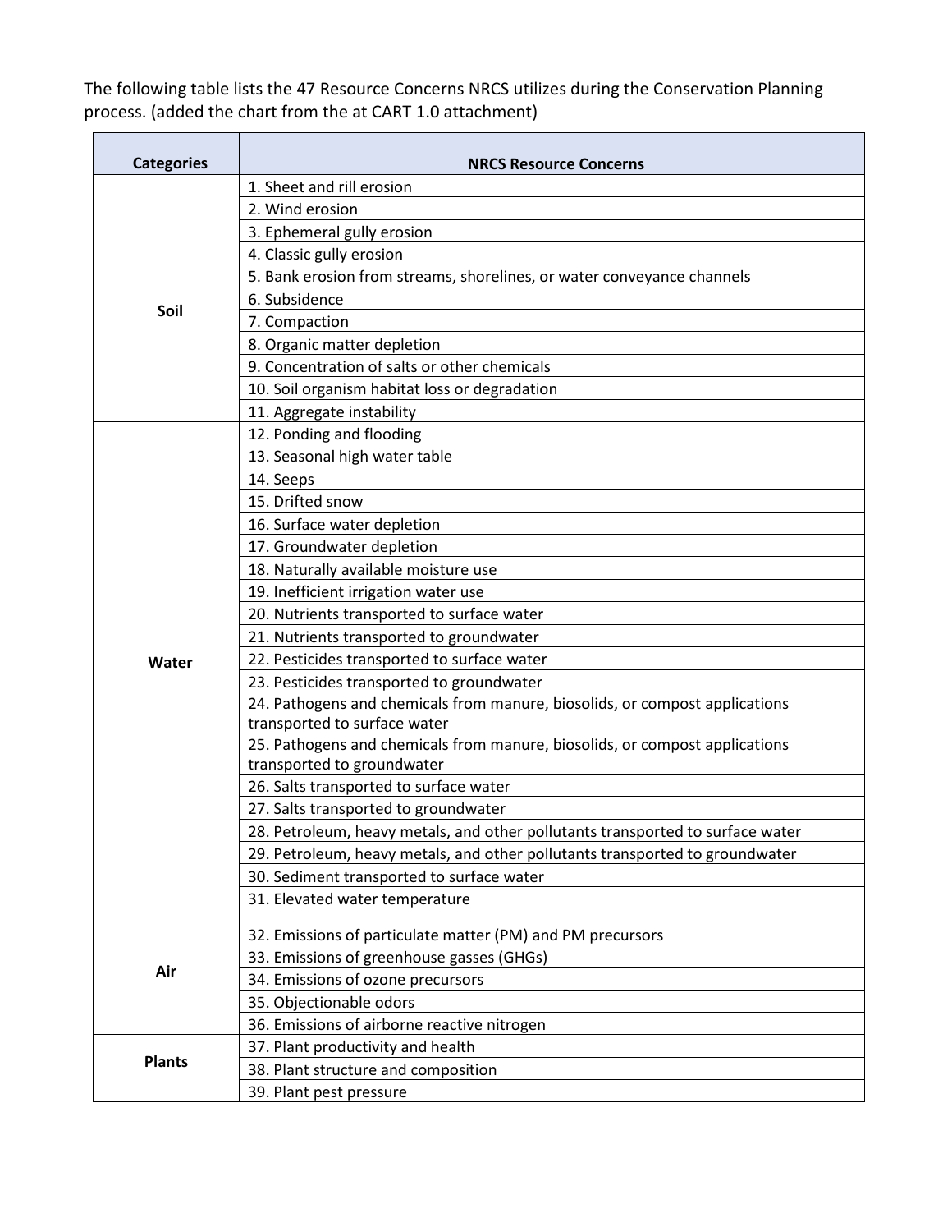The following table lists the 47 Resource Concerns NRCS utilizes during the Conservation Planning process. (added the chart from the at CART 1.0 attachment)

| Categories | NRCS Resource Concerns |
|---|---|
| Soil | 1. Sheet and rill erosion |
| | 2. Wind erosion |
| | 3. Ephemeral gully erosion |
| | 4. Classic gully erosion |
| | 5. Bank erosion from streams, shorelines, or water conveyance channels |
| | 6. Subsidence |
| | 7. Compaction |
| | 8. Organic matter depletion |
| | 9. Concentration of salts or other chemicals |
| | 10. Soil organism habitat loss or degradation |
| | 11. Aggregate instability |
| Water | 12. Ponding and flooding |
| | 13. Seasonal high water table |
| | 14. Seeps |
| | 15. Drifted snow |
| | 16. Surface water depletion |
| | 17. Groundwater depletion |
| | 18. Naturally available moisture use |
| | 19. Inefficient irrigation water use |
| | 20. Nutrients transported to surface water |
| | 21. Nutrients transported to groundwater |
| | 22. Pesticides transported to surface water |
| | 23. Pesticides transported to groundwater |
| | 24. Pathogens and chemicals from manure, biosolids, or compost applications transported to surface water |
| | 25. Pathogens and chemicals from manure, biosolids, or compost applications transported to groundwater |
| | 26. Salts transported to surface water |
| | 27. Salts transported to groundwater |
| | 28. Petroleum, heavy metals, and other pollutants transported to surface water |
| | 29. Petroleum, heavy metals, and other pollutants transported to groundwater |
| | 30. Sediment transported to surface water |
| | 31. Elevated water temperature |
| Air | 32. Emissions of particulate matter (PM) and PM precursors |
| | 33. Emissions of greenhouse gasses (GHGs) |
| | 34. Emissions of ozone precursors |
| | 35. Objectionable odors |
| | 36. Emissions of airborne reactive nitrogen |
| Plants | 37. Plant productivity and health |
| | 38. Plant structure and composition |
| | 39. Plant pest pressure |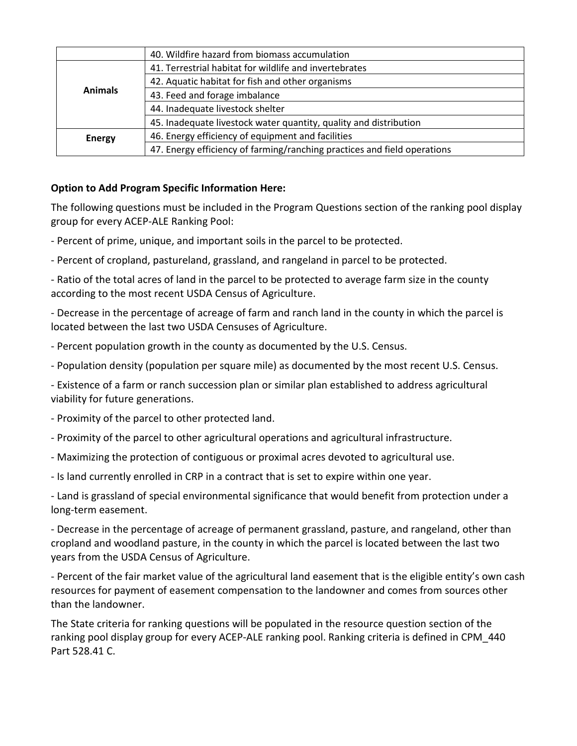| | |
|---|---|
| | 40. Wildfire hazard from biomass accumulation |
| **Animals** | 41. Terrestrial habitat for wildlife and invertebrates |
| | 42. Aquatic habitat for fish and other organisms |
| | 43. Feed and forage imbalance |
| | 44. Inadequate livestock shelter |
| | 45. Inadequate livestock water quantity, quality and distribution |
| **Energy** | 46. Energy efficiency of equipment and facilities |
| | 47. Energy efficiency of farming/ranching practices and field operations |

**Option to Add Program Specific Information Here:**

The following questions must be included in the Program Questions section of the ranking pool display group for every ACEP-ALE Ranking Pool:

- Percent of prime, unique, and important soils in the parcel to be protected.

- Percent of cropland, pastureland, grassland, and rangeland in parcel to be protected.

- Ratio of the total acres of land in the parcel to be protected to average farm size in the county according to the most recent USDA Census of Agriculture.

- Decrease in the percentage of acreage of farm and ranch land in the county in which the parcel is located between the last two USDA Censuses of Agriculture.

- Percent population growth in the county as documented by the U.S. Census.

- Population density (population per square mile) as documented by the most recent U.S. Census.

- Existence of a farm or ranch succession plan or similar plan established to address agricultural viability for future generations.

- Proximity of the parcel to other protected land.

- Proximity of the parcel to other agricultural operations and agricultural infrastructure.

- Maximizing the protection of contiguous or proximal acres devoted to agricultural use.

- Is land currently enrolled in CRP in a contract that is set to expire within one year.

- Land is grassland of special environmental significance that would benefit from protection under a long-term easement.

- Decrease in the percentage of acreage of permanent grassland, pasture, and rangeland, other than cropland and woodland pasture, in the county in which the parcel is located between the last two years from the USDA Census of Agriculture.

- Percent of the fair market value of the agricultural land easement that is the eligible entity's own cash resources for payment of easement compensation to the landowner and comes from sources other than the landowner.

The State criteria for ranking questions will be populated in the resource question section of the ranking pool display group for every ACEP-ALE ranking pool. Ranking criteria is defined in CPM_440 Part 528.41 C.